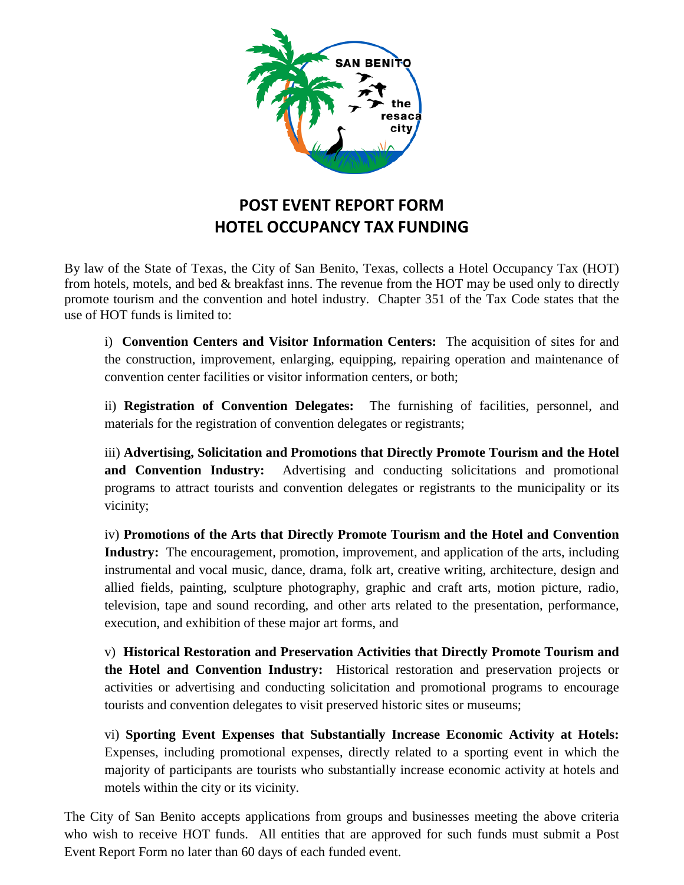# POST EVENT REPORT FORM
# HOTEL OCCUPANCY TAX FUNDING

By law of the State of Texas, the City of San Benito, Texas, collects a Hotel Occupancy Tax (HOT) from hotels, motels, and bed & breakfast inns. The revenue from the HOT may be used only to directly promote tourism and the convention and hotel industry. Chapter 351 of the Tax Code states that the use of HOT funds is limited to:

i) **Convention Centers and Visitor Information Centers:** The acquisition of sites for and the construction, improvement, enlarging, equipping, repairing operation and maintenance of convention center facilities or visitor information centers, or both;

ii) **Registration of Convention Delegates:** The furnishing of facilities, personnel, and materials for the registration of convention delegates or registrants;

iii) **Advertising, Solicitation and Promotions that Directly Promote Tourism and the Hotel and Convention Industry:** Advertising and conducting solicitations and promotional programs to attract tourists and convention delegates or registrants to the municipality or its vicinity;

iv) **Promotions of the Arts that Directly Promote Tourism and the Hotel and Convention Industry:** The encouragement, promotion, improvement, and application of the arts, including instrumental and vocal music, dance, drama, folk art, creative writing, architecture, design and allied fields, painting, sculpture photography, graphic and craft arts, motion picture, radio, television, tape and sound recording, and other arts related to the presentation, performance, execution, and exhibition of these major art forms, and

v) **Historical Restoration and Preservation Activities that Directly Promote Tourism and the Hotel and Convention Industry:** Historical restoration and preservation projects or activities or advertising and conducting solicitation and promotional programs to encourage tourists and convention delegates to visit preserved historic sites or museums;

vi) **Sporting Event Expenses that Substantially Increase Economic Activity at Hotels:** Expenses, including promotional expenses, directly related to a sporting event in which the majority of participants are tourists who substantially increase economic activity at hotels and motels within the city or its vicinity.

The City of San Benito accepts applications from groups and businesses meeting the above criteria who wish to receive HOT funds. All entities that are approved for such funds must submit a Post Event Report Form no later than 60 days of each funded event.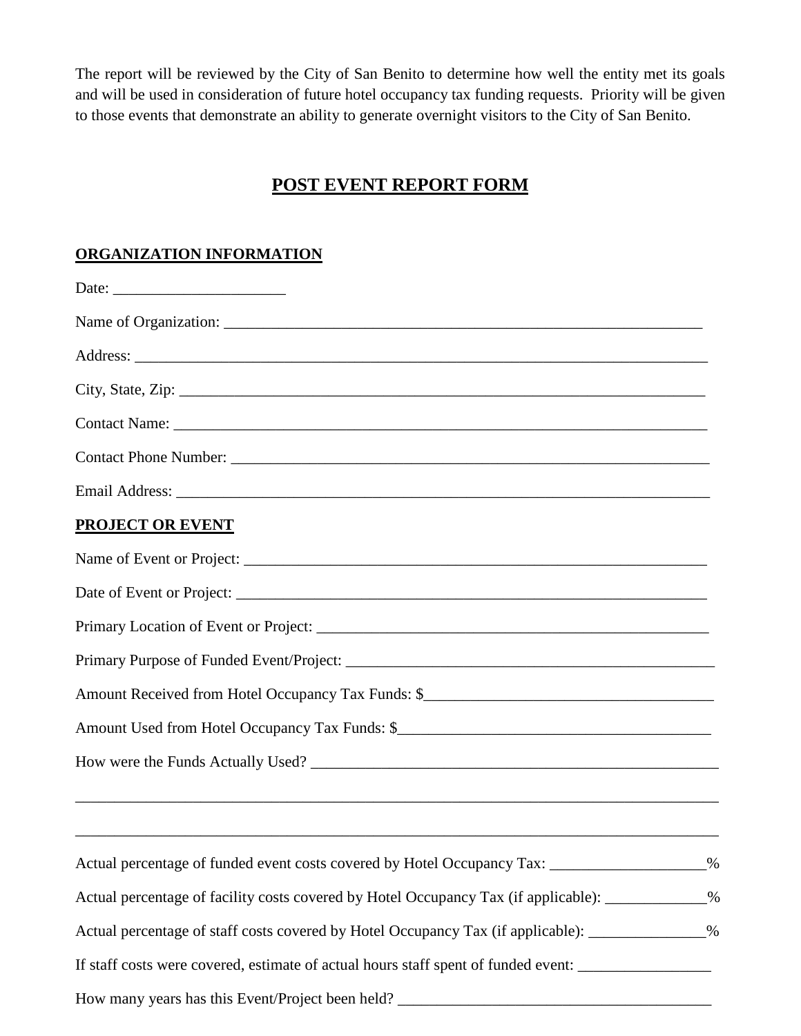The report will be reviewed by the City of San Benito to determine how well the entity met its goals and will be used in consideration of future hotel occupancy tax funding requests. Priority will be given to those events that demonstrate an ability to generate overnight visitors to the City of San Benito.

## POST EVENT REPORT FORM

### ORGANIZATION INFORMATION

Date: ______________________

Name of Organization: ____________________________________________________________

Address: ________________________________________________________________________

City, State, Zip: __________________________________________________________________

Contact Name: ___________________________________________________________________

Contact Phone Number: ____________________________________________________________

Email Address: ___________________________________________________________________

### PROJECT OR EVENT

Name of Event or Project: __________________________________________________________

Date of Event or Project: ___________________________________________________________

Primary Location of Event or Project: _________________________________________________

Primary Purpose of Funded Event/Project: ______________________________________________

Amount Received from Hotel Occupancy Tax Funds: $_____________________________________

Amount Used from Hotel Occupancy Tax Funds: $________________________________________

How were the Funds Actually Used? __________________________________________________

_______________________________________________________________________________

_______________________________________________________________________________

Actual percentage of funded event costs covered by Hotel Occupancy Tax: ____________________%

Actual percentage of facility costs covered by Hotel Occupancy Tax (if applicable): _____________%

Actual percentage of staff costs covered by Hotel Occupancy Tax (if applicable): _______________%

If staff costs were covered, estimate of actual hours staff spent of funded event: _________________

How many years has this Event/Project been held? ________________________________________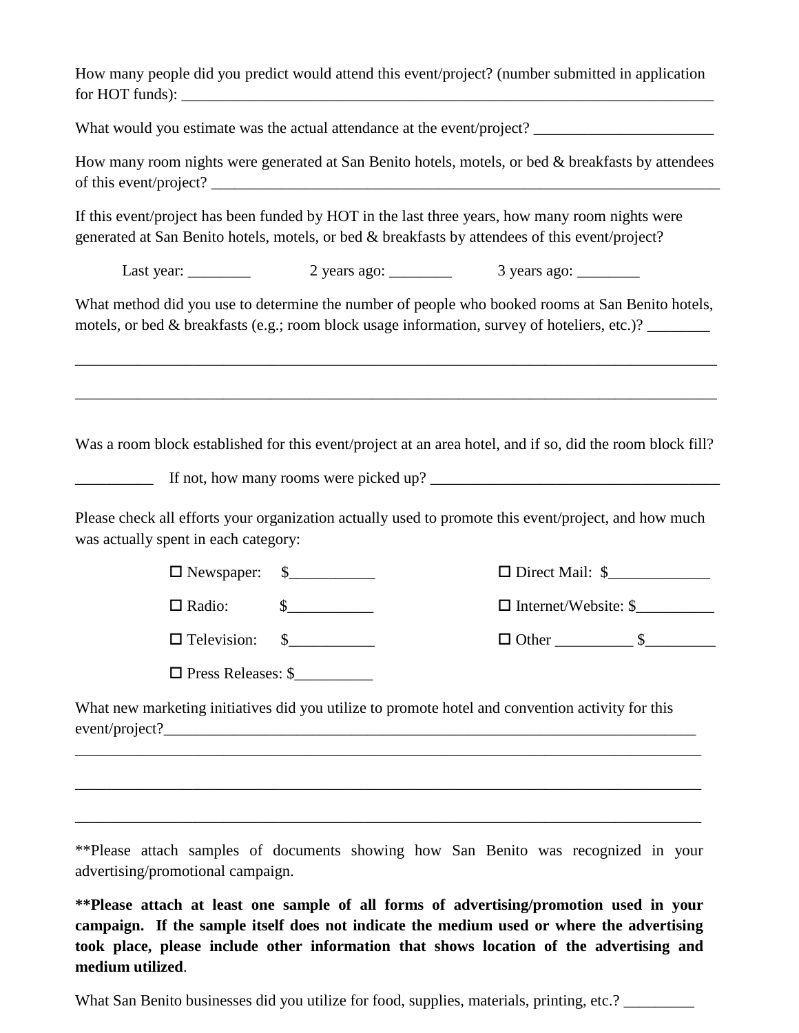How many people did you predict would attend this event/project? (number submitted in application for HOT funds): ___________________________________________________________________________

What would you estimate was the actual attendance at the event/project? _______________________

How many room nights were generated at San Benito hotels, motels, or bed & breakfasts by attendees of this event/project? _____________________________________________________________________

If this event/project has been funded by HOT in the last three years, how many room nights were generated at San Benito hotels, motels, or bed & breakfasts by attendees of this event/project?

Last year: ________ 2 years ago: ________ 3 years ago: ________

What method did you use to determine the number of people who booked rooms at San Benito hotels, motels, or bed & breakfasts (e.g.; room block usage information, survey of hoteliers, etc.)? ________

_____________________________________________________________________________________

_____________________________________________________________________________________

Was a room block established for this event/project at an area hotel, and if so, did the room block fill?

__________ If not, how many rooms were picked up? ______________________________________

Please check all efforts your organization actually used to promote this event/project, and how much was actually spent in each category:

- ☐ Newspaper: $___________
- ☐ Radio: $___________
- ☐ Television: $___________
- ☐ Press Releases: $__________
- ☐ Direct Mail: $_____________
- ☐ Internet/Website: $__________
- ☐ Other __________ $_________

What new marketing initiatives did you utilize to promote hotel and convention activity for this event/project?_________________________________________________________________________

_____________________________________________________________________________________

_____________________________________________________________________________________

_____________________________________________________________________________________

**Please attach samples of documents showing how San Benito was recognized in your advertising/promotional campaign.

****Please attach at least one sample of all forms of advertising/promotion used in your campaign. If the sample itself does not indicate the medium used or where the advertising took place, please include other information that shows location of the advertising and medium utilized**.

What San Benito businesses did you utilize for food, supplies, materials, printing, etc.? _________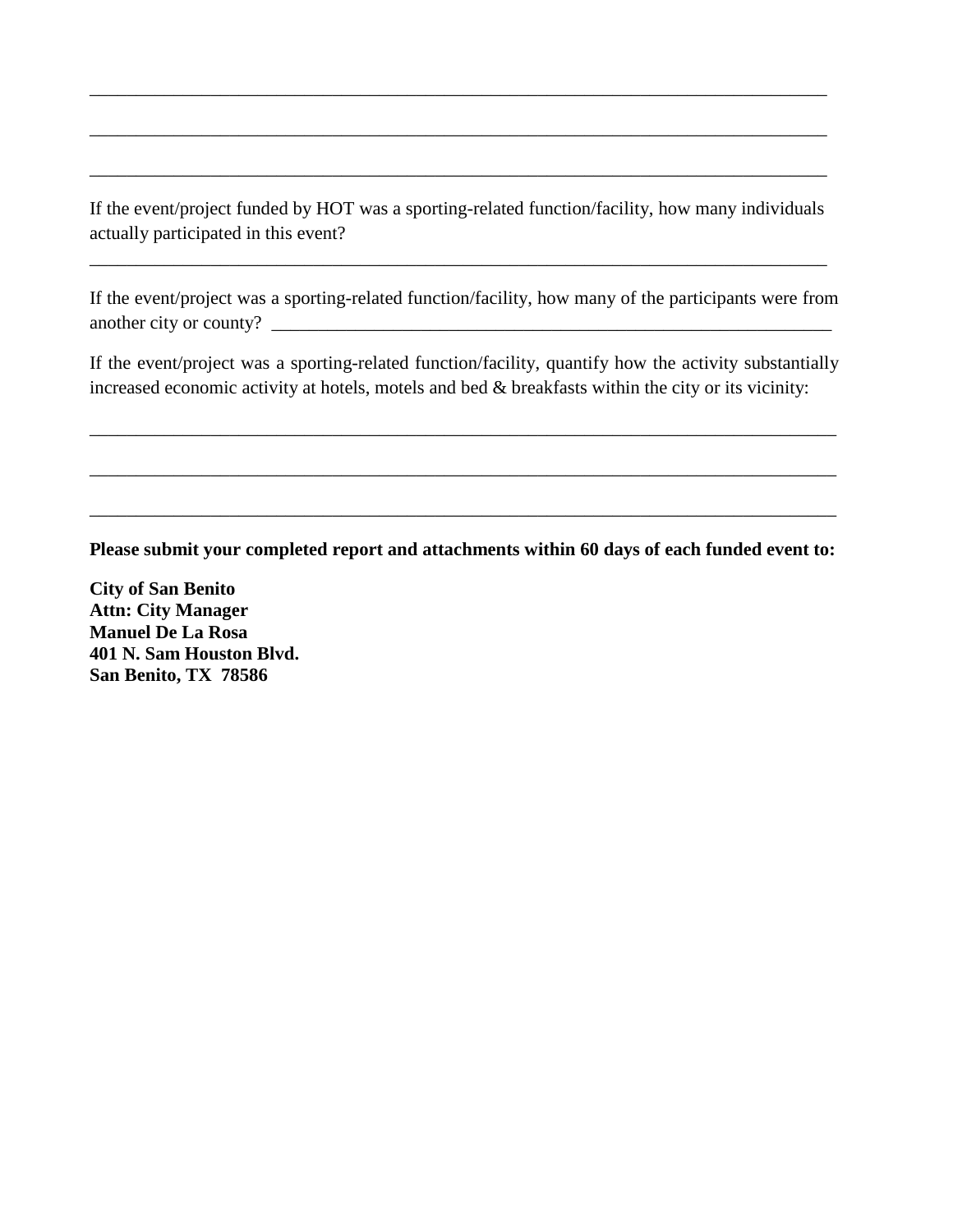\_\_\_\_\_\_\_\_\_\_\_\_\_\_\_\_\_\_\_\_\_\_\_\_\_\_\_\_\_\_\_\_\_\_\_\_\_\_\_\_\_\_\_\_\_\_\_\_\_\_\_\_\_\_\_\_\_\_\_\_\_\_\_\_\_\_\_\_\_\_\_\_\_\_\_\_

\_\_\_\_\_\_\_\_\_\_\_\_\_\_\_\_\_\_\_\_\_\_\_\_\_\_\_\_\_\_\_\_\_\_\_\_\_\_\_\_\_\_\_\_\_\_\_\_\_\_\_\_\_\_\_\_\_\_\_\_\_\_\_\_\_\_\_\_\_\_\_\_\_\_\_\_

\_\_\_\_\_\_\_\_\_\_\_\_\_\_\_\_\_\_\_\_\_\_\_\_\_\_\_\_\_\_\_\_\_\_\_\_\_\_\_\_\_\_\_\_\_\_\_\_\_\_\_\_\_\_\_\_\_\_\_\_\_\_\_\_\_\_\_\_\_\_\_\_\_\_\_\_

If the event/project funded by HOT was a sporting-related function/facility, how many individuals actually participated in this event?

\_\_\_\_\_\_\_\_\_\_\_\_\_\_\_\_\_\_\_\_\_\_\_\_\_\_\_\_\_\_\_\_\_\_\_\_\_\_\_\_\_\_\_\_\_\_\_\_\_\_\_\_\_\_\_\_\_\_\_\_\_\_\_\_\_\_\_\_\_\_\_\_\_\_\_\_

If the event/project was a sporting-related function/facility, how many of the participants were from another city or county? \_\_\_\_\_\_\_\_\_\_\_\_\_\_\_\_\_\_\_\_\_\_\_\_\_\_\_\_\_\_\_\_\_\_\_\_\_\_\_\_\_\_\_\_\_\_\_\_\_\_\_\_\_\_\_\_

If the event/project was a sporting-related function/facility, quantify how the activity substantially increased economic activity at hotels, motels and bed & breakfasts within the city or its vicinity:

\_\_\_\_\_\_\_\_\_\_\_\_\_\_\_\_\_\_\_\_\_\_\_\_\_\_\_\_\_\_\_\_\_\_\_\_\_\_\_\_\_\_\_\_\_\_\_\_\_\_\_\_\_\_\_\_\_\_\_\_\_\_\_\_\_\_\_\_\_\_\_\_\_\_\_\_

\_\_\_\_\_\_\_\_\_\_\_\_\_\_\_\_\_\_\_\_\_\_\_\_\_\_\_\_\_\_\_\_\_\_\_\_\_\_\_\_\_\_\_\_\_\_\_\_\_\_\_\_\_\_\_\_\_\_\_\_\_\_\_\_\_\_\_\_\_\_\_\_\_\_\_\_

\_\_\_\_\_\_\_\_\_\_\_\_\_\_\_\_\_\_\_\_\_\_\_\_\_\_\_\_\_\_\_\_\_\_\_\_\_\_\_\_\_\_\_\_\_\_\_\_\_\_\_\_\_\_\_\_\_\_\_\_\_\_\_\_\_\_\_\_\_\_\_\_\_\_\_\_

**Please submit your completed report and attachments within 60 days of each funded event to:**

**City of San Benito**
**Attn: City Manager**
**Manuel De La Rosa**
**401 N. Sam Houston Blvd.**
**San Benito, TX  78586**